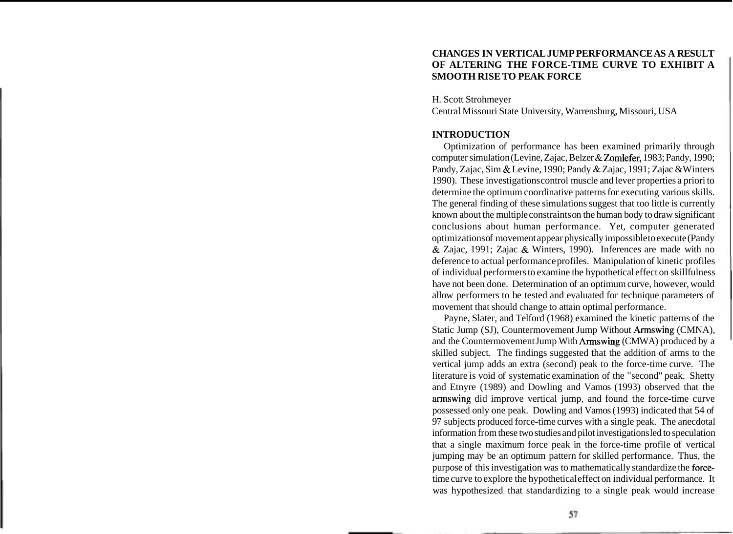# CHANGES IN VERTICAL JUMP PERFORMANCE AS A RESULT OF ALTERING THE FORCE-TIME CURVE TO EXHIBIT A SMOOTH RISE TO PEAK FORCE

H. Scott Strohmeyer
Central Missouri State University, Warrensburg, Missouri, USA

## INTRODUCTION

Optimization of performance has been examined primarily through computer simulation (Levine, Zajac, Belzer & Zomlefer, 1983; Pandy, 1990; Pandy, Zajac, Sim & Levine, 1990; Pandy & Zajac, 1991; Zajac & Winters 1990). These investigations control muscle and lever properties a priori to determine the optimum coordinative patterns for executing various skills. The general finding of these simulations suggest that too little is currently known about the multiple constraints on the human body to draw significant conclusions about human performance. Yet, computer generated optimizations of movement appear physically impossible to execute (Pandy & Zajac, 1991; Zajac & Winters, 1990). Inferences are made with no deference to actual performance profiles. Manipulation of kinetic profiles of individual performers to examine the hypothetical effect on skillfulness have not been done. Determination of an optimum curve, however, would allow performers to be tested and evaluated for technique parameters of movement that should change to attain optimal performance.

Payne, Slater, and Telford (1968) examined the kinetic patterns of the Static Jump (SJ), Countermovement Jump Without Armswing (CMNA), and the Countermovement Jump With Armswing (CMWA) produced by a skilled subject. The findings suggested that the addition of arms to the vertical jump adds an extra (second) peak to the force-time curve. The literature is void of systematic examination of the "second" peak. Shetty and Etnyre (1989) and Dowling and Vamos (1993) observed that the armswing did improve vertical jump, and found the force-time curve possessed only one peak. Dowling and Vamos (1993) indicated that 54 of 97 subjects produced force-time curves with a single peak. The anecdotal information from these two studies and pilot investigations led to speculation that a single maximum force peak in the force-time profile of vertical jumping may be an optimum pattern for skilled performance. Thus, the purpose of this investigation was to mathematically standardize the force-time curve to explore the hypothetical effect on individual performance. It was hypothesized that standardizing to a single peak would increase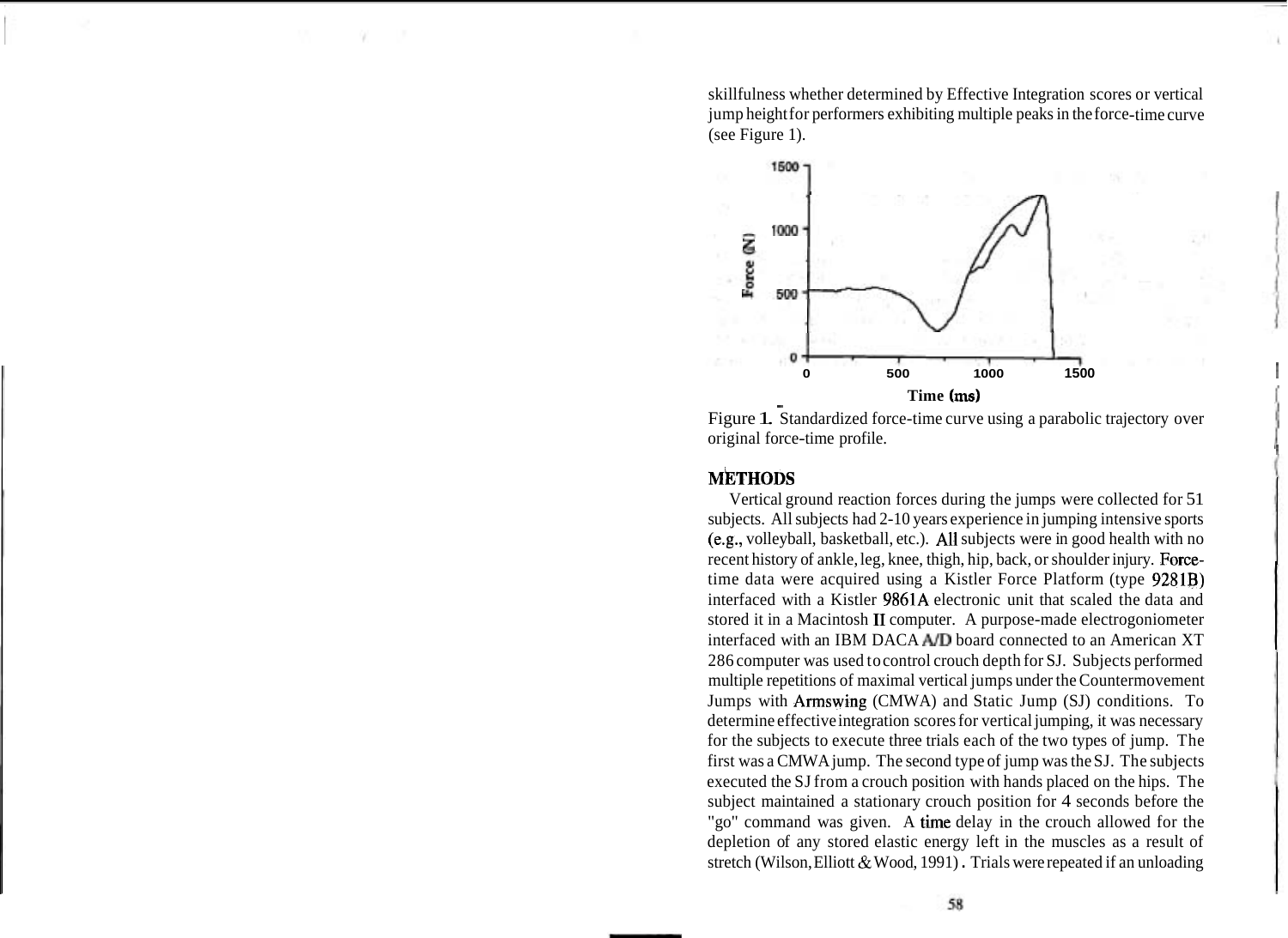skillfulness whether determined by Effective Integration scores or vertical jump height for performers exhibiting multiple peaks in the force-time curve (see Figure 1).

Figure 1. Standardized force-time curve using a parabolic trajectory over original force-time profile.

## METHODS

Vertical ground reaction forces during the jumps were collected for 51 subjects. All subjects had 2-10 years experience in jumping intensive sports (e.g., volleyball, basketball, etc.). All subjects were in good health with no recent history of ankle, leg, knee, thigh, hip, back, or shoulder injury. Force-time data were acquired using a Kistler Force Platform (type 9281B) interfaced with a Kistler 9861A electronic unit that scaled the data and stored it in a Macintosh II computer. A purpose-made electrogoniometer interfaced with an IBM DACA A/D board connected to an American XT 286 computer was used to control crouch depth for SJ. Subjects performed multiple repetitions of maximal vertical jumps under the Countermovement Jumps with Armswing (CMWA) and Static Jump (SJ) conditions. To determine effective integration scores for vertical jumping, it was necessary for the subjects to execute three trials each of the two types of jump. The first was a CMWA jump. The second type of jump was the SJ. The subjects executed the SJ from a crouch position with hands placed on the hips. The subject maintained a stationary crouch position for 4 seconds before the "go" command was given. A time delay in the crouch allowed for the depletion of any stored elastic energy left in the muscles as a result of stretch (Wilson, Elliott & Wood, 1991). Trials were repeated if an unloading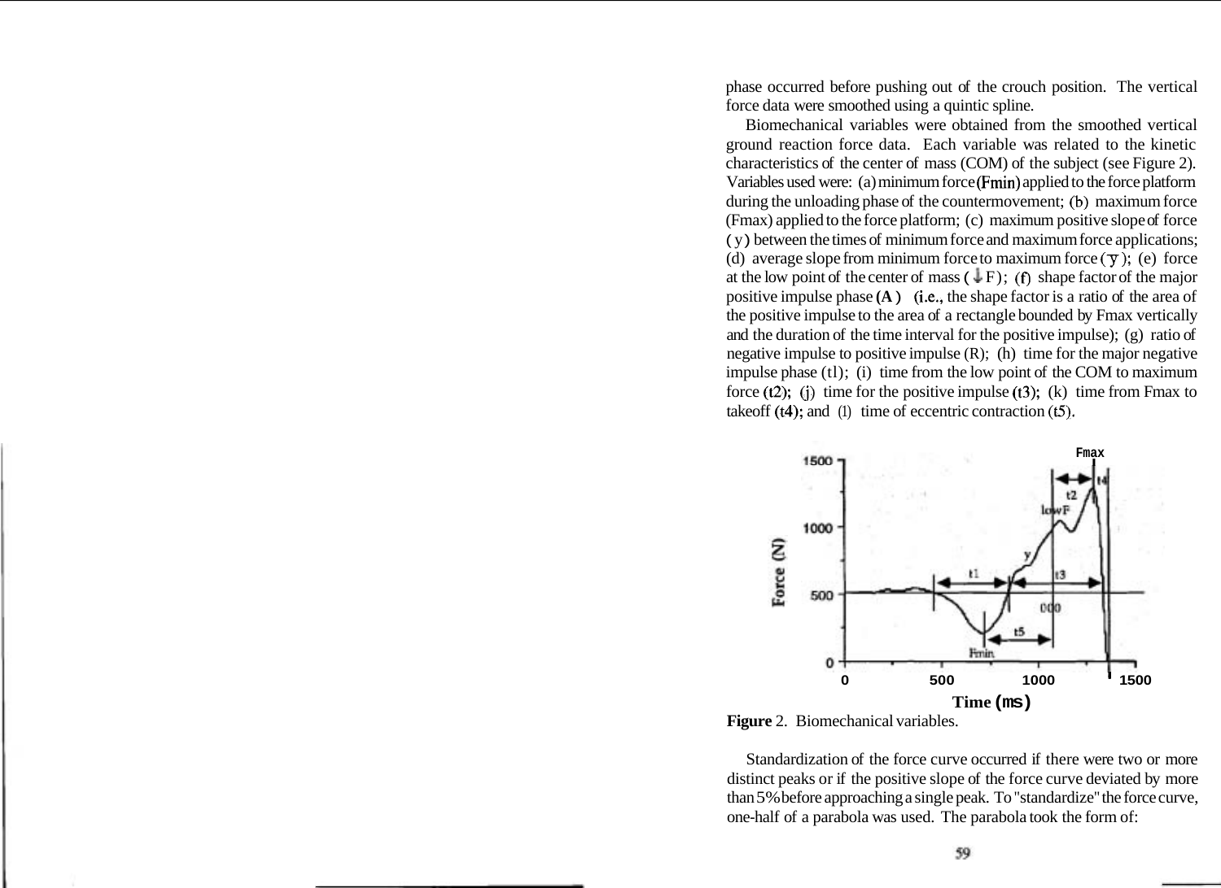phase occurred before pushing out of the crouch position. The vertical force data were smoothed using a quintic spline.

Biomechanical variables were obtained from the smoothed vertical ground reaction force data. Each variable was related to the kinetic characteristics of the center of mass (COM) of the subject (see Figure 2). Variables used were: (a) minimum force (Fmin) applied to the force platform during the unloading phase of the countermovement; (b) maximum force (Fmax) applied to the force platform; (c) maximum positive slope of force (y) between the times of minimum force and maximum force applications; (d) average slope from minimum force to maximum force ($\bar{y}$); (e) force at the low point of the center of mass (↓F); (f) shape factor of the major positive impulse phase (A) (i.e., the shape factor is a ratio of the area of the positive impulse to the area of a rectangle bounded by Fmax vertically and the duration of the time interval for the positive impulse); (g) ratio of negative impulse to positive impulse (R); (h) time for the major negative impulse phase (t1); (i) time from the low point of the COM to maximum force (t2); (j) time for the positive impulse (t3); (k) time from Fmax to takeoff (t4); and (l) time of eccentric contraction (t5).

**Figure** 2. Biomechanical variables.

Standardization of the force curve occurred if there were two or more distinct peaks or if the positive slope of the force curve deviated by more than 5% before approaching a single peak. To "standardize" the force curve, one-half of a parabola was used. The parabola took the form of: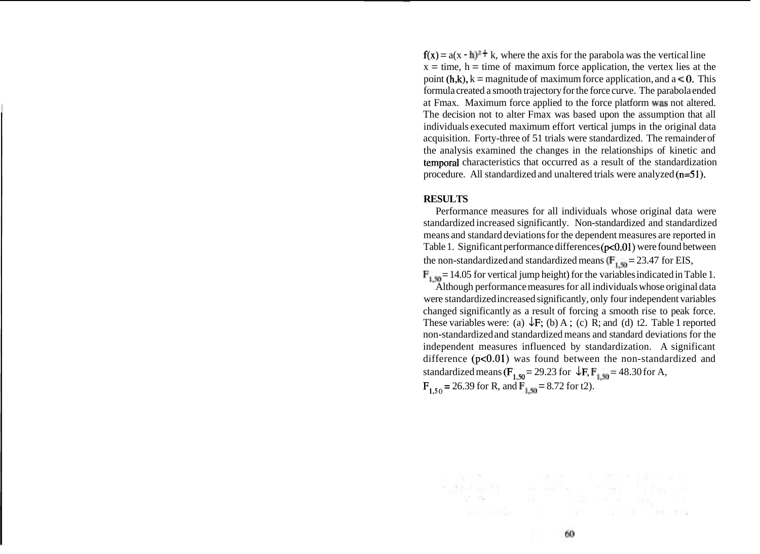$f(x) = a(x - h)^2 + k$, where the axis for the parabola was the vertical line x = time, h = time of maximum force application, the vertex lies at the point (h,k), k = magnitude of maximum force application, and $a < 0$. This formula created a smooth trajectory for the force curve. The parabola ended at Fmax. Maximum force applied to the force platform was not altered. The decision not to alter Fmax was based upon the assumption that all individuals executed maximum effort vertical jumps in the original data acquisition. Forty-three of 51 trials were standardized. The remainder of the analysis examined the changes in the relationships of kinetic and temporal characteristics that occurred as a result of the standardization procedure. All standardized and unaltered trials were analyzed (n=51).

## RESULTS

Performance measures for all individuals whose original data were standardized increased significantly. Non-standardized and standardized means and standard deviations for the dependent measures are reported in Table 1. Significant performance differences ($p<0.01$) were found between the non-standardized and standardized means ($F_{1,50} = 23.47$ for EIS, $F_{1,50} = 14.05$ for vertical jump height) for the variables indicated in Table 1.

Although performance measures for all individuals whose original data were standardized increased significantly, only four independent variables changed significantly as a result of forcing a smooth rise to peak force. These variables were: (a) ↓F; (b) A ; (c) R; and (d) t2. Table 1 reported non-standardized and standardized means and standard deviations for the independent measures influenced by standardization. A significant difference ($p<0.01$) was found between the non-standardized and standardized means ($F_{1,50} = 29.23$ for ↓F, $F_{1,50} = 48.30$ for A, $F_{1,50} = 26.39$ for R, and $F_{1,50} = 8.72$ for t2).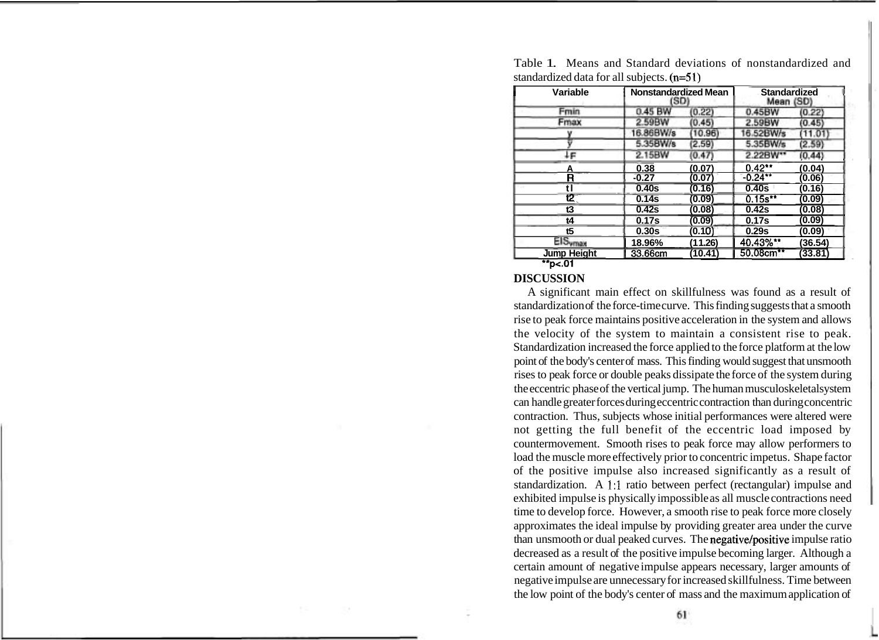Table 1. Means and Standard deviations of nonstandardized and standardized data for all subjects. (n=51)

| Variable | Nonstandardized Mean (SD) | | Standardized Mean (SD) | |
|---|---|---|---|---|
| Fmin | 0.45 BW | (0.22) | 0.45BW | (0.22) |
| Fmax | 2.59BW | (0.45) | 2.59BW | (0.45) |
| y | 16.86BW/s | (10.96) | 16.52BW/s | (11.01) |
| y | 5.35BW/s | (2.59) | 5.35BW/s | (2.59) |
| ↓F | 2.15BW | (0.47) | 2.22BW** | (0.44) |
| A | 0.38 | (0.07) | 0.42** | (0.04) |
| R | -0.27 | (0.07) | -0.24** | (0.06) |
| t1 | 0.40s | (0.16) | 0.40s | (0.16) |
| t2 | 0.14s | (0.09) | 0.15s** | (0.09) |
| t3 | 0.42s | (0.08) | 0.42s | (0.08) |
| t4 | 0.17s | (0.09) | 0.17s | (0.09) |
| t5 | 0.30s | (0.10) | 0.29s | (0.09) |
| $EIS_{vmax}$ | 18.96% | (11.26) | 40.43%** | (36.54) |
| Jump Height | 33.66cm | (10.41) | 50.08cm** | (33.81) |

**p<.01

**DISCUSSION**

A significant main effect on skillfulness was found as a result of standardization of the force-time curve. This finding suggests that a smooth rise to peak force maintains positive acceleration in the system and allows the velocity of the system to maintain a consistent rise to peak. Standardization increased the force applied to the force platform at the low point of the body's center of mass. This finding would suggest that unsmooth rises to peak force or double peaks dissipate the force of the system during the eccentric phase of the vertical jump. The human musculoskeletal system can handle greater forces during eccentric contraction than during concentric contraction. Thus, subjects whose initial performances were altered were not getting the full benefit of the eccentric load imposed by countermovement. Smooth rises to peak force may allow performers to load the muscle more effectively prior to concentric impetus. Shape factor of the positive impulse also increased significantly as a result of standardization. A 1:1 ratio between perfect (rectangular) impulse and exhibited impulse is physically impossible as all muscle contractions need time to develop force. However, a smooth rise to peak force more closely approximates the ideal impulse by providing greater area under the curve than unsmooth or dual peaked curves. The negative/positive impulse ratio decreased as a result of the positive impulse becoming larger. Although a certain amount of negative impulse appears necessary, larger amounts of negative impulse are unnecessary for increased skillfulness. Time between the low point of the body's center of mass and the maximum application of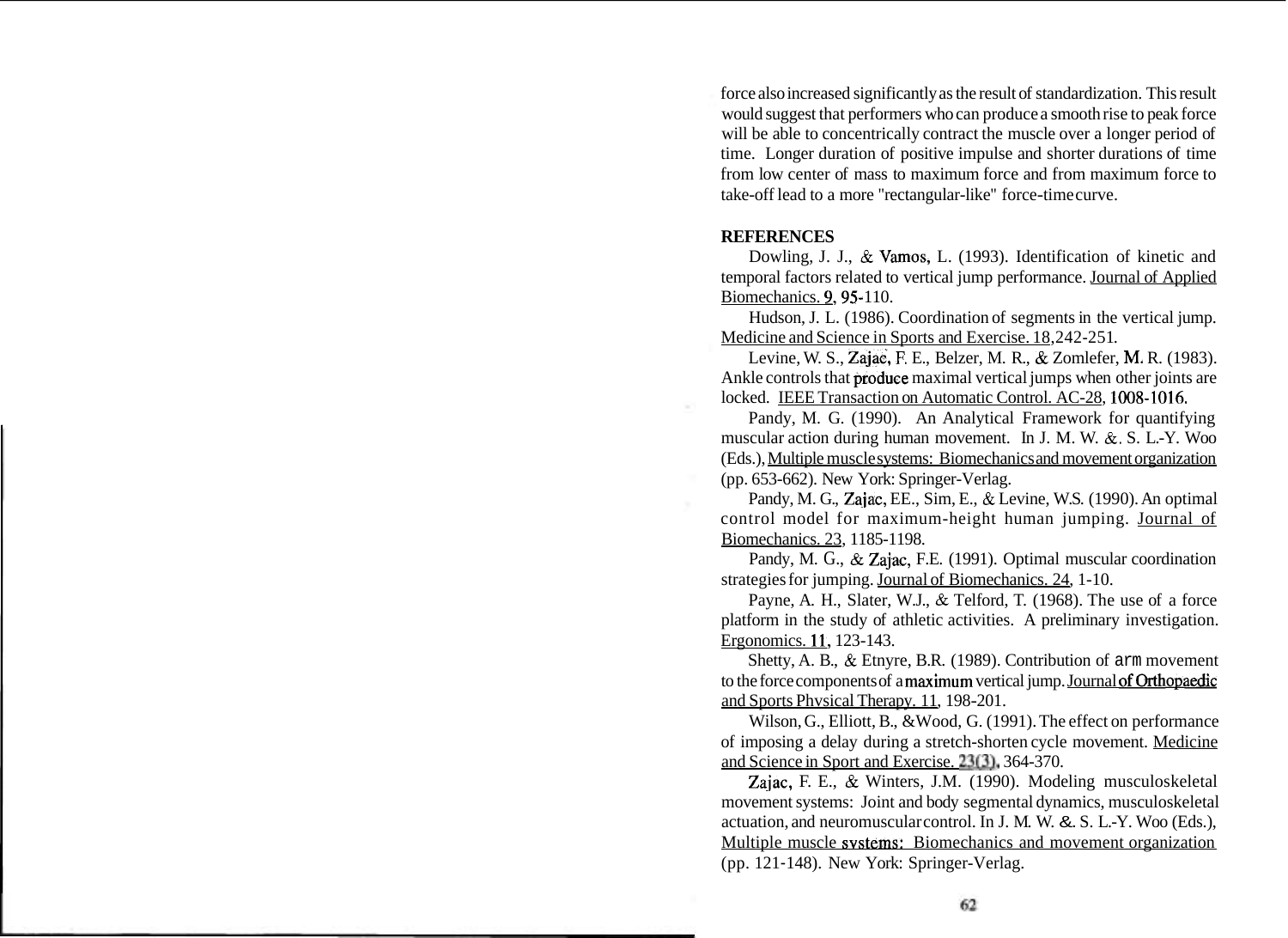force also increased significantly as the result of standardization. This result would suggest that performers who can produce a smooth rise to peak force will be able to concentrically contract the muscle over a longer period of time. Longer duration of positive impulse and shorter durations of time from low center of mass to maximum force and from maximum force to take-off lead to a more "rectangular-like" force-time curve.

**REFERENCES**

Dowling, J. J., & Vamos, L. (1993). Identification of kinetic and temporal factors related to vertical jump performance. Journal of Applied Biomechanics. 9, 95-110.

Hudson, J. L. (1986). Coordination of segments in the vertical jump. Medicine and Science in Sports and Exercise. 18, 242-251.

Levine, W. S., Zajac, F. E., Belzer, M. R., & Zomlefer, M. R. (1983). Ankle controls that produce maximal vertical jumps when other joints are locked. IEEE Transaction on Automatic Control. AC-28, 1008-1016.

Pandy, M. G. (1990). An Analytical Framework for quantifying muscular action during human movement. In J. M. W. &. S. L.-Y. Woo (Eds.), Multiple muscle systems: Biomechanics and movement organization (pp. 653-662). New York: Springer-Verlag.

Pandy, M. G., Zajac, EE., Sim, E., & Levine, W.S. (1990). An optimal control model for maximum-height human jumping. Journal of Biomechanics. 23, 1185-1198.

Pandy, M. G., & Zajac, F.E. (1991). Optimal muscular coordination strategies for jumping. Journal of Biomechanics. 24, 1-10.

Payne, A. H., Slater, W.J., & Telford, T. (1968). The use of a force platform in the study of athletic activities. A preliminary investigation. Ergonomics. 11, 123-143.

Shetty, A. B., & Etnyre, B.R. (1989). Contribution of arm movement to the force components of a maximum vertical jump. Journal of Orthopaedic and Sports Phvsical Therapy. 11, 198-201.

Wilson, G., Elliott, B., & Wood, G. (1991). The effect on performance of imposing a delay during a stretch-shorten cycle movement. Medicine and Science in Sport and Exercise. 23(3), 364-370.

Zajac, F. E., & Winters, J.M. (1990). Modeling musculoskeletal movement systems: Joint and body segmental dynamics, musculoskeletal actuation, and neuromuscular control. In J. M. W. &. S. L.-Y. Woo (Eds.), Multiple muscle svstems: Biomechanics and movement organization (pp. 121-148). New York: Springer-Verlag.